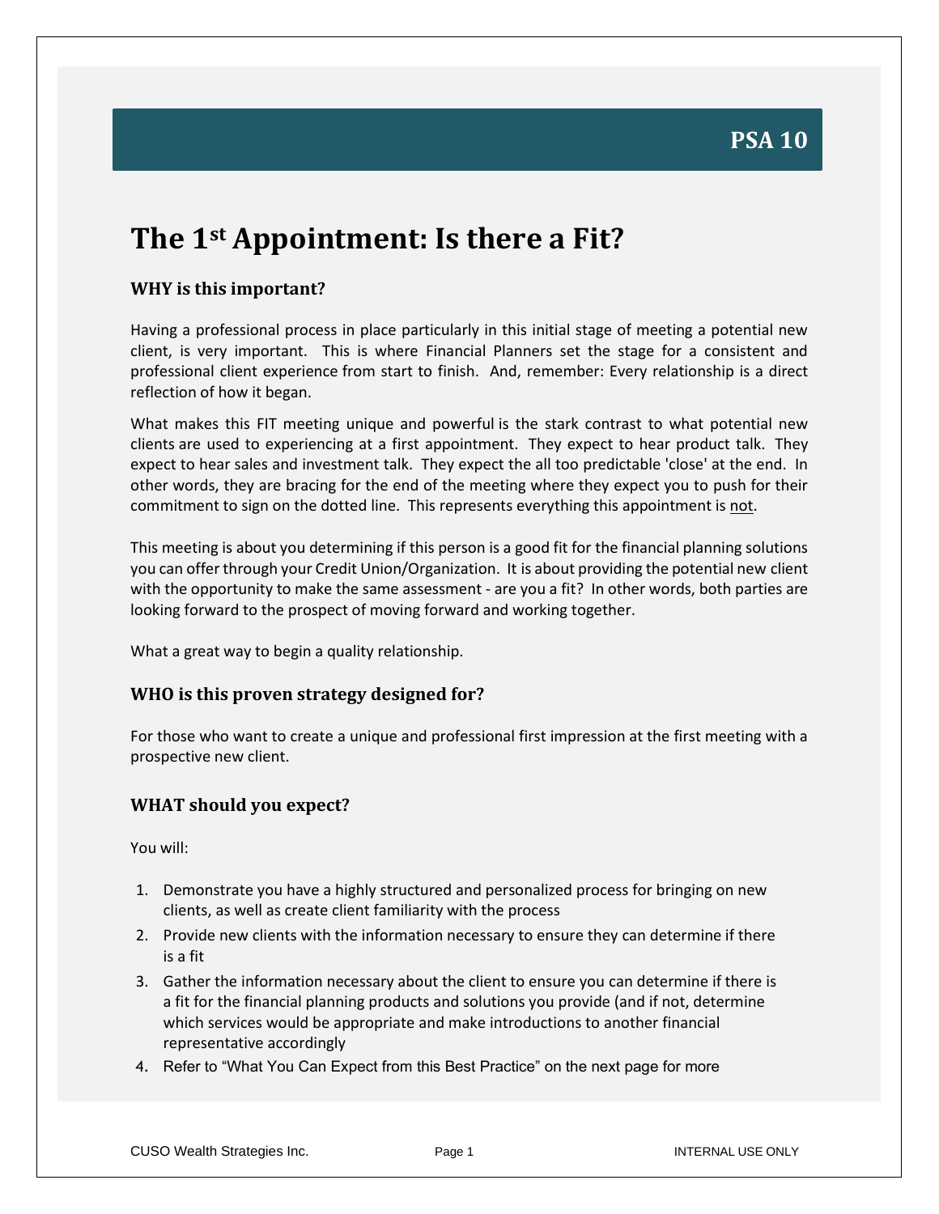**PSA 10**

# The 1st Appointment: Is there a Fit?

### WHY is this important?

Having a professional process in place particularly in this initial stage of meeting a potential new client, is very important. This is where Financial Planners set the stage for a consistent and professional client experience from start to finish. And, remember: Every relationship is a direct reflection of how it began.

What makes this FIT meeting unique and powerful is the stark contrast to what potential new clients are used to experiencing at a first appointment. They expect to hear product talk. They expect to hear sales and investment talk. They expect the all too predictable 'close' at the end. In other words, they are bracing for the end of the meeting where they expect you to push for their commitment to sign on the dotted line. This represents everything this appointment is <u>not</u>.

This meeting is about you determining if this person is a good fit for the financial planning solutions you can offer through your Credit Union/Organization. It is about providing the potential new client with the opportunity to make the same assessment - are you a fit? In other words, both parties are looking forward to the prospect of moving forward and working together.

What a great way to begin a quality relationship.

### WHO is this proven strategy designed for?

For those who want to create a unique and professional first impression at the first meeting with a prospective new client.

### WHAT should you expect?

You will:

1. Demonstrate you have a highly structured and personalized process for bringing on new clients, as well as create client familiarity with the process
2. Provide new clients with the information necessary to ensure they can determine if there is a fit
3. Gather the information necessary about the client to ensure you can determine if there is a fit for the financial planning products and solutions you provide (and if not, determine which services would be appropriate and make introductions to another financial representative accordingly
4. Refer to "What You Can Expect from this Best Practice" on the next page for more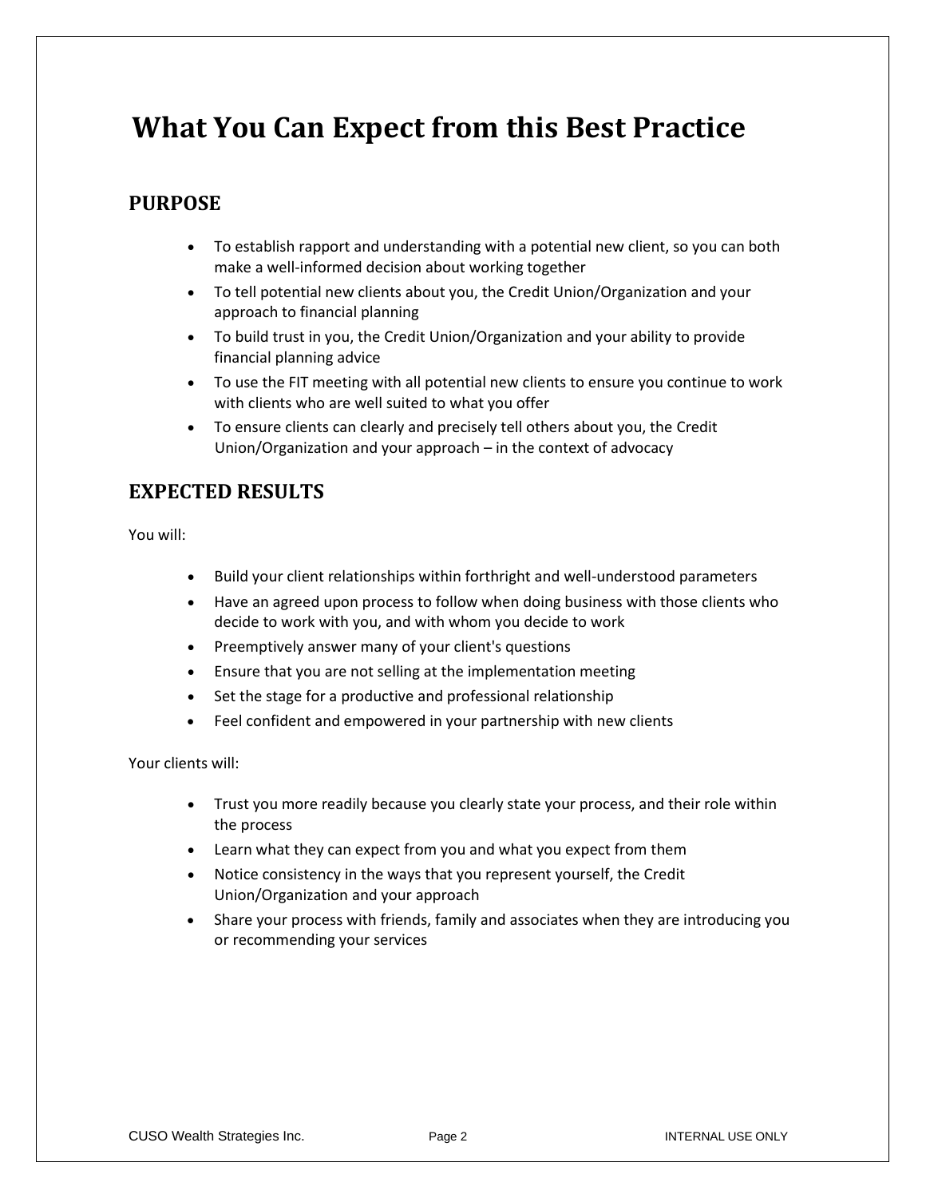# What You Can Expect from this Best Practice

## PURPOSE

- To establish rapport and understanding with a potential new client, so you can both make a well-informed decision about working together
- To tell potential new clients about you, the Credit Union/Organization and your approach to financial planning
- To build trust in you, the Credit Union/Organization and your ability to provide financial planning advice
- To use the FIT meeting with all potential new clients to ensure you continue to work with clients who are well suited to what you offer
- To ensure clients can clearly and precisely tell others about you, the Credit Union/Organization and your approach – in the context of advocacy

## EXPECTED RESULTS

You will:

- Build your client relationships within forthright and well-understood parameters
- Have an agreed upon process to follow when doing business with those clients who decide to work with you, and with whom you decide to work
- Preemptively answer many of your client's questions
- Ensure that you are not selling at the implementation meeting
- Set the stage for a productive and professional relationship
- Feel confident and empowered in your partnership with new clients

Your clients will:

- Trust you more readily because you clearly state your process, and their role within the process
- Learn what they can expect from you and what you expect from them
- Notice consistency in the ways that you represent yourself, the Credit Union/Organization and your approach
- Share your process with friends, family and associates when they are introducing you or recommending your services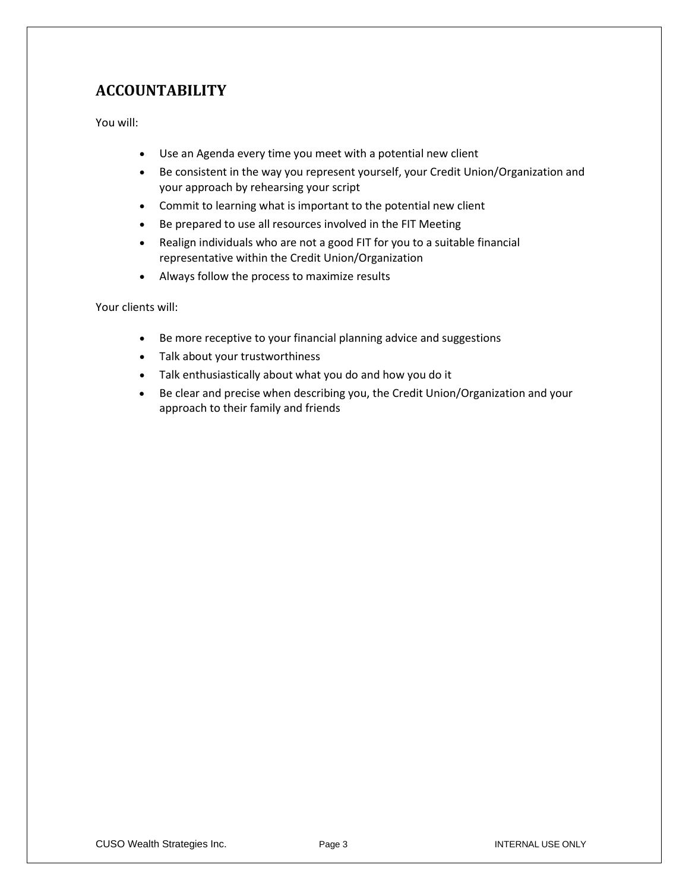## ACCOUNTABILITY

You will:

- Use an Agenda every time you meet with a potential new client
- Be consistent in the way you represent yourself, your Credit Union/Organization and your approach by rehearsing your script
- Commit to learning what is important to the potential new client
- Be prepared to use all resources involved in the FIT Meeting
- Realign individuals who are not a good FIT for you to a suitable financial representative within the Credit Union/Organization
- Always follow the process to maximize results

Your clients will:

- Be more receptive to your financial planning advice and suggestions
- Talk about your trustworthiness
- Talk enthusiastically about what you do and how you do it
- Be clear and precise when describing you, the Credit Union/Organization and your approach to their family and friends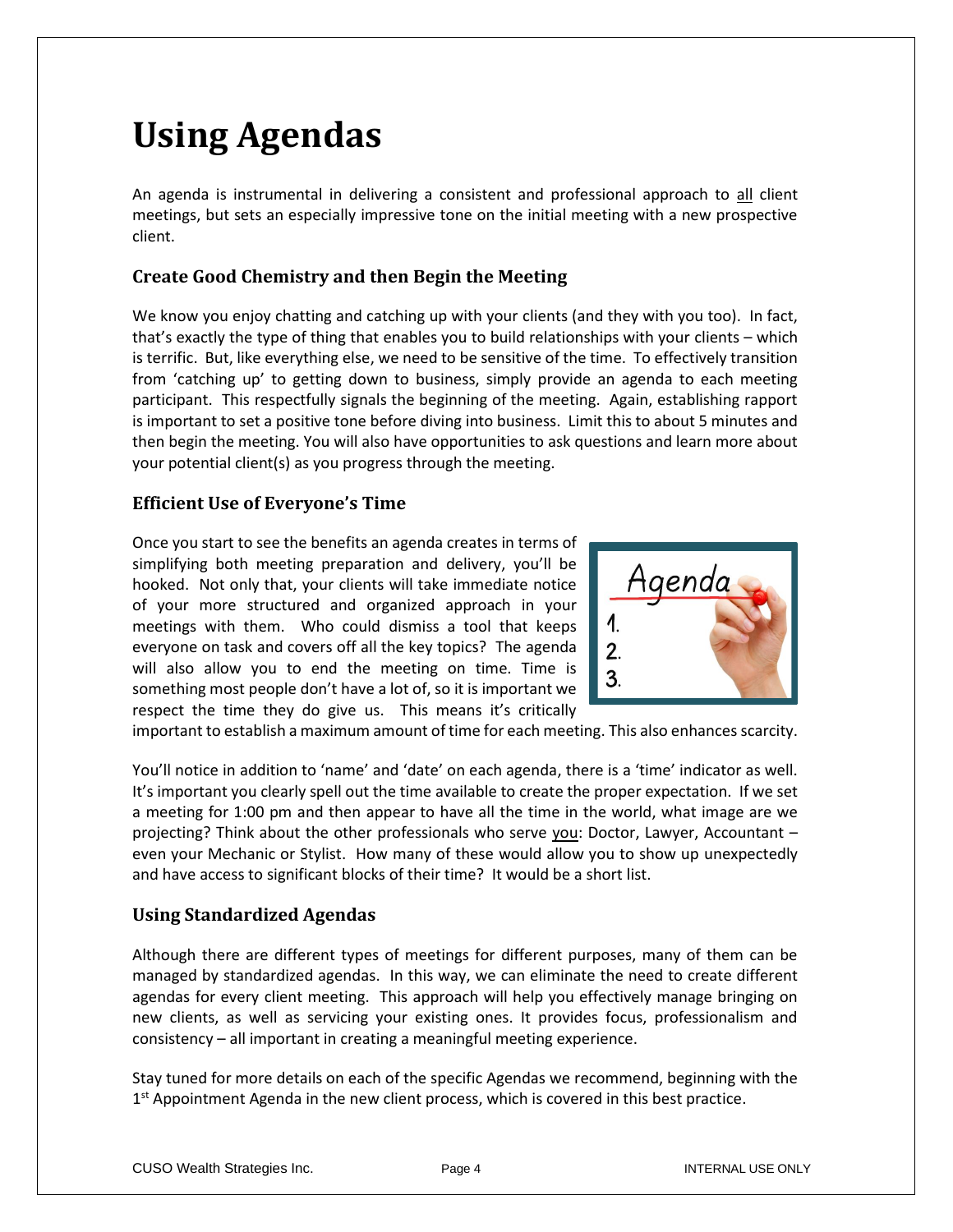# Using Agendas

An agenda is instrumental in delivering a consistent and professional approach to all client meetings, but sets an especially impressive tone on the initial meeting with a new prospective client.

### Create Good Chemistry and then Begin the Meeting

We know you enjoy chatting and catching up with your clients (and they with you too). In fact, that's exactly the type of thing that enables you to build relationships with your clients – which is terrific. But, like everything else, we need to be sensitive of the time. To effectively transition from 'catching up' to getting down to business, simply provide an agenda to each meeting participant. This respectfully signals the beginning of the meeting. Again, establishing rapport is important to set a positive tone before diving into business. Limit this to about 5 minutes and then begin the meeting. You will also have opportunities to ask questions and learn more about your potential client(s) as you progress through the meeting.

### Efficient Use of Everyone's Time

Once you start to see the benefits an agenda creates in terms of simplifying both meeting preparation and delivery, you'll be hooked. Not only that, your clients will take immediate notice of your more structured and organized approach in your meetings with them. Who could dismiss a tool that keeps everyone on task and covers off all the key topics? The agenda will also allow you to end the meeting on time. Time is something most people don't have a lot of, so it is important we respect the time they do give us. This means it's critically important to establish a maximum amount of time for each meeting. This also enhances scarcity.

You'll notice in addition to 'name' and 'date' on each agenda, there is a 'time' indicator as well. It's important you clearly spell out the time available to create the proper expectation. If we set a meeting for 1:00 pm and then appear to have all the time in the world, what image are we projecting? Think about the other professionals who serve you: Doctor, Lawyer, Accountant – even your Mechanic or Stylist. How many of these would allow you to show up unexpectedly and have access to significant blocks of their time? It would be a short list.

### Using Standardized Agendas

Although there are different types of meetings for different purposes, many of them can be managed by standardized agendas. In this way, we can eliminate the need to create different agendas for every client meeting. This approach will help you effectively manage bringing on new clients, as well as servicing your existing ones. It provides focus, professionalism and consistency – all important in creating a meaningful meeting experience.

Stay tuned for more details on each of the specific Agendas we recommend, beginning with the 1st Appointment Agenda in the new client process, which is covered in this best practice.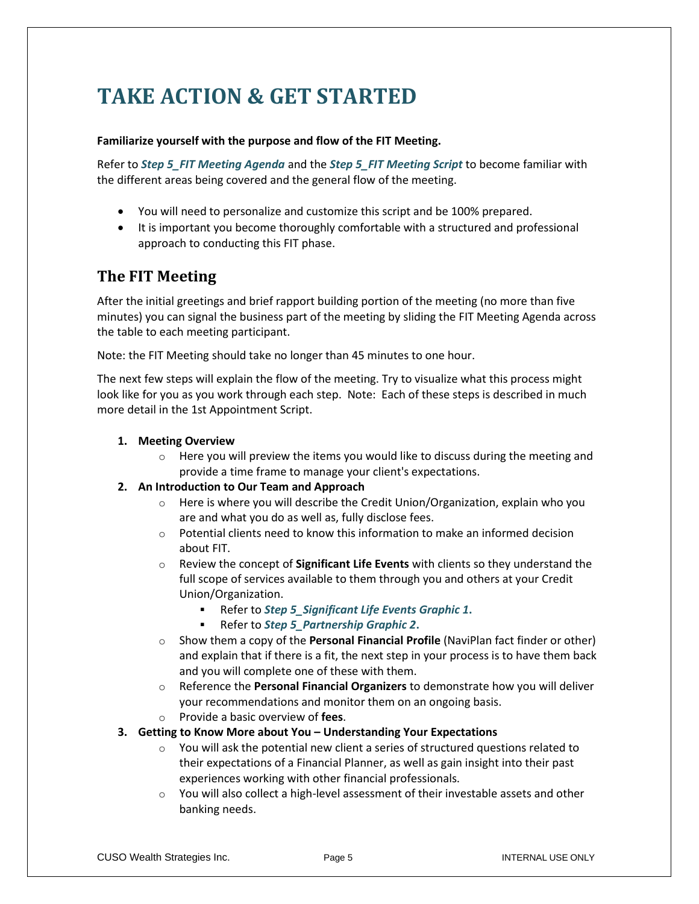# TAKE ACTION & GET STARTED

**Familiarize yourself with the purpose and flow of the FIT Meeting.**

Refer to ***Step 5_FIT Meeting Agenda*** and the ***Step 5_FIT Meeting Script*** to become familiar with the different areas being covered and the general flow of the meeting.

- You will need to personalize and customize this script and be 100% prepared.
- It is important you become thoroughly comfortable with a structured and professional approach to conducting this FIT phase.

## The FIT Meeting

After the initial greetings and brief rapport building portion of the meeting (no more than five minutes) you can signal the business part of the meeting by sliding the FIT Meeting Agenda across the table to each meeting participant.

Note: the FIT Meeting should take no longer than 45 minutes to one hour.

The next few steps will explain the flow of the meeting. Try to visualize what this process might look like for you as you work through each step. Note: Each of these steps is described in much more detail in the 1st Appointment Script.

1. **Meeting Overview**
   - Here you will preview the items you would like to discuss during the meeting and provide a time frame to manage your client's expectations.
2. **An Introduction to Our Team and Approach**
   - Here is where you will describe the Credit Union/Organization, explain who you are and what you do as well as, fully disclose fees.
   - Potential clients need to know this information to make an informed decision about FIT.
   - Review the concept of **Significant Life Events** with clients so they understand the full scope of services available to them through you and others at your Credit Union/Organization.
     - Refer to ***Step 5_Significant Life Events Graphic 1*.**
     - Refer to ***Step 5_Partnership Graphic 2*.**
   - Show them a copy of the **Personal Financial Profile** (NaviPlan fact finder or other) and explain that if there is a fit, the next step in your process is to have them back and you will complete one of these with them.
   - Reference the **Personal Financial Organizers** to demonstrate how you will deliver your recommendations and monitor them on an ongoing basis.
   - Provide a basic overview of **fees**.
3. **Getting to Know More about You – Understanding Your Expectations**
   - You will ask the potential new client a series of structured questions related to their expectations of a Financial Planner, as well as gain insight into their past experiences working with other financial professionals.
   - You will also collect a high-level assessment of their investable assets and other banking needs.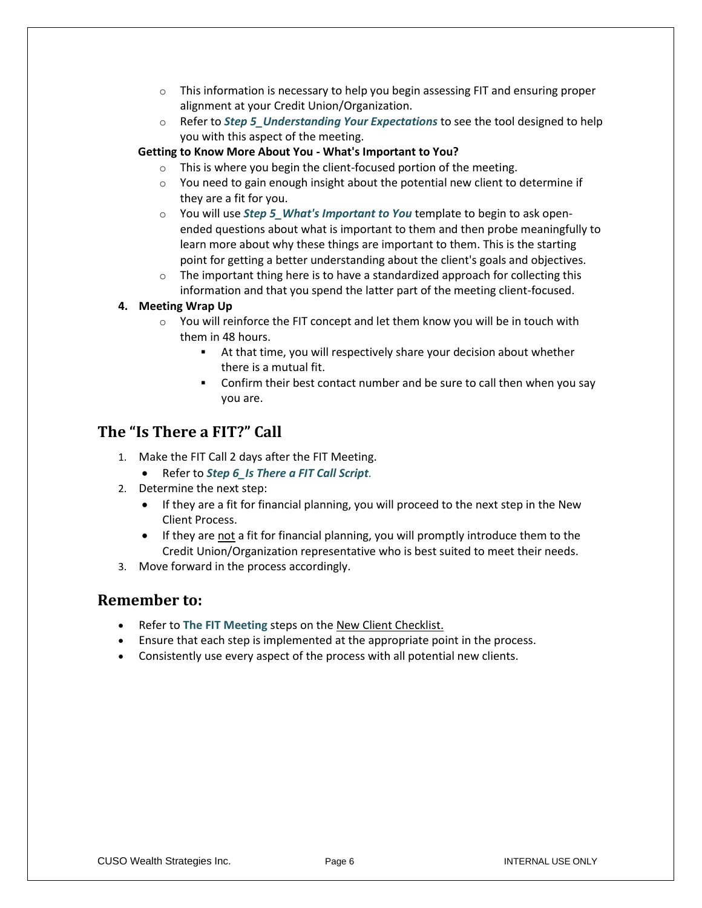- This information is necessary to help you begin assessing FIT and ensuring proper alignment at your Credit Union/Organization.
  - Refer to ***Step 5_Understanding Your Expectations*** to see the tool designed to help you with this aspect of the meeting.

**Getting to Know More About You - What's Important to You?**

  - This is where you begin the client-focused portion of the meeting.
  - You need to gain enough insight about the potential new client to determine if they are a fit for you.
  - You will use ***Step 5_What's Important to You*** template to begin to ask open-ended questions about what is important to them and then probe meaningfully to learn more about why these things are important to them. This is the starting point for getting a better understanding about the client's goals and objectives.
  - The important thing here is to have a standardized approach for collecting this information and that you spend the latter part of the meeting client-focused.

**4. Meeting Wrap Up**

  - You will reinforce the FIT concept and let them know you will be in touch with them in 48 hours.
    - At that time, you will respectively share your decision about whether there is a mutual fit.
    - Confirm their best contact number and be sure to call then when you say you are.

## The "Is There a FIT?" Call

1. Make the FIT Call 2 days after the FIT Meeting.
   - Refer to ***Step 6_Is There a FIT Call Script***.
2. Determine the next step:
   - If they are a fit for financial planning, you will proceed to the next step in the New Client Process.
   - If they are not a fit for financial planning, you will promptly introduce them to the Credit Union/Organization representative who is best suited to meet their needs.
3. Move forward in the process accordingly.

## Remember to:

- Refer to **The FIT Meeting** steps on the New Client Checklist.
- Ensure that each step is implemented at the appropriate point in the process.
- Consistently use every aspect of the process with all potential new clients.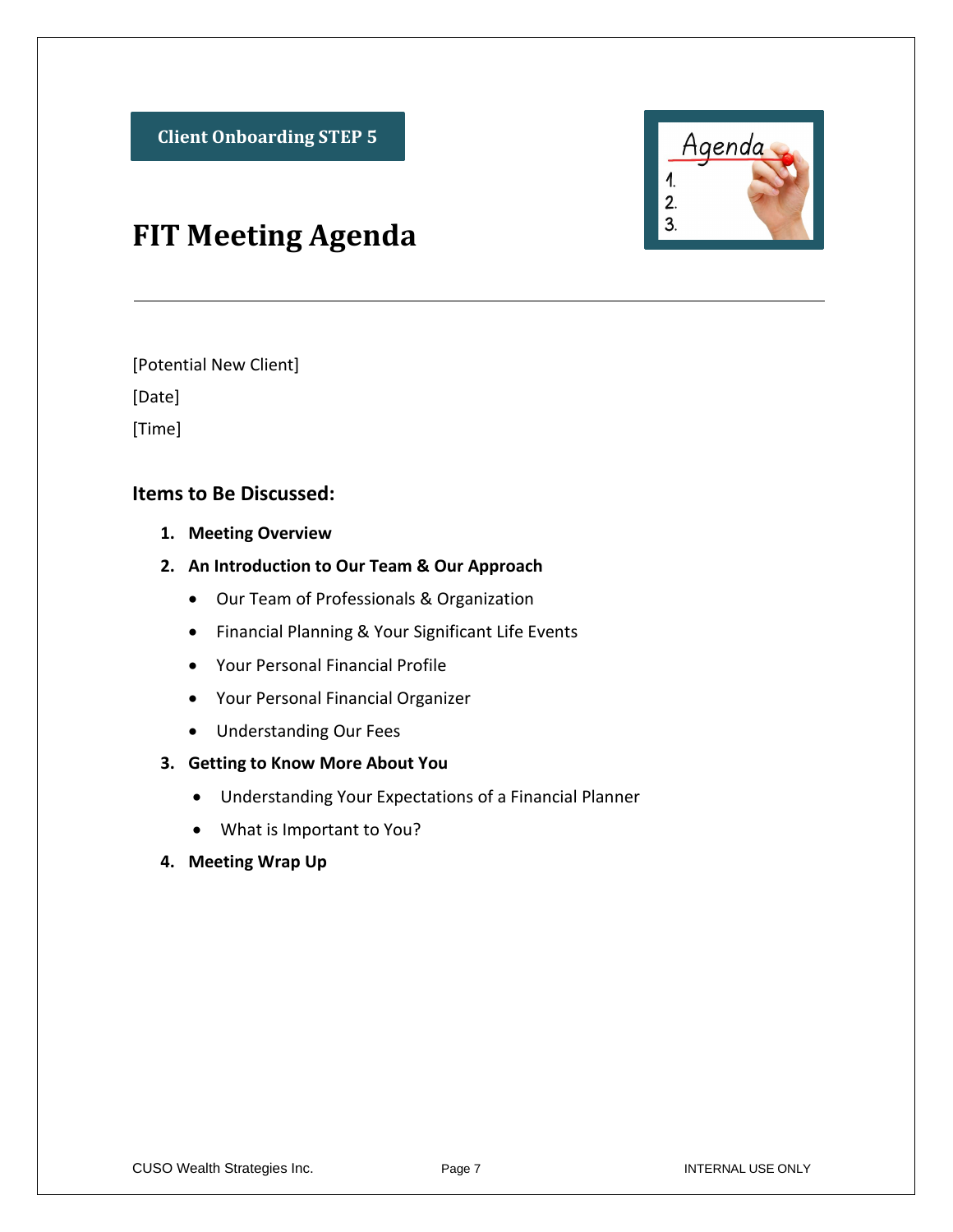**Client Onboarding STEP 5**

# FIT Meeting Agenda

---

[Potential New Client]

[Date]

[Time]

## Items to Be Discussed:

1. **Meeting Overview**
2. **An Introduction to Our Team & Our Approach**
   - Our Team of Professionals & Organization
   - Financial Planning & Your Significant Life Events
   - Your Personal Financial Profile
   - Your Personal Financial Organizer
   - Understanding Our Fees
3. **Getting to Know More About You**
   - Understanding Your Expectations of a Financial Planner
   - What is Important to You?
4. **Meeting Wrap Up**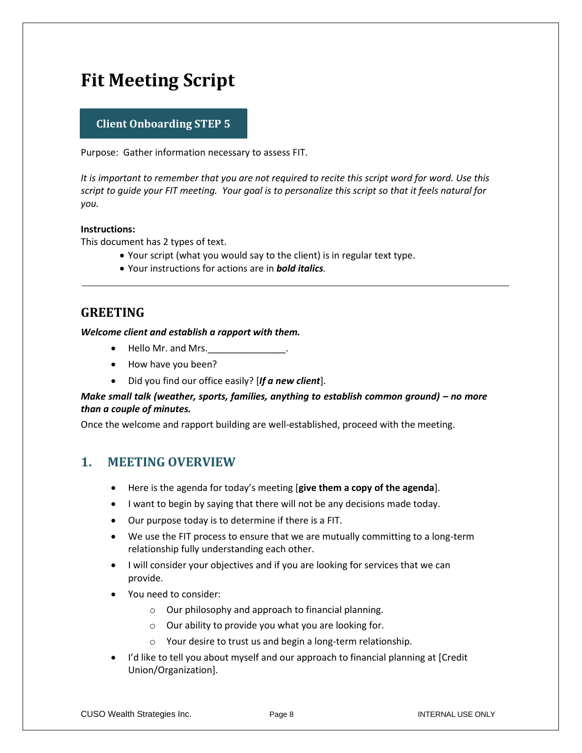# Fit Meeting Script

**Client Onboarding STEP 5**

Purpose: Gather information necessary to assess FIT.

*It is important to remember that you are not required to recite this script word for word. Use this script to guide your FIT meeting. Your goal is to personalize this script so that it feels natural for you.*

**Instructions:**

This document has 2 types of text.

- Your script (what you would say to the client) is in regular text type.
- Your instructions for actions are in ***bold italics****.*

---

## GREETING

***Welcome client and establish a rapport with them.***

- Hello Mr. and Mrs.\_\_\_\_\_\_\_\_\_\_\_\_\_\_\_.
- How have you been?
- Did you find our office easily? [***If a new client***].

***Make small talk (weather, sports, families, anything to establish common ground) – no more than a couple of minutes.***

Once the welcome and rapport building are well-established, proceed with the meeting.

## 1. MEETING OVERVIEW

- Here is the agenda for today's meeting [**give them a copy of the agenda**].
- I want to begin by saying that there will not be any decisions made today.
- Our purpose today is to determine if there is a FIT.
- We use the FIT process to ensure that we are mutually committing to a long-term relationship fully understanding each other.
- I will consider your objectives and if you are looking for services that we can provide.
- You need to consider:
  - Our philosophy and approach to financial planning.
  - Our ability to provide you what you are looking for.
  - Your desire to trust us and begin a long-term relationship.
- I'd like to tell you about myself and our approach to financial planning at [Credit Union/Organization].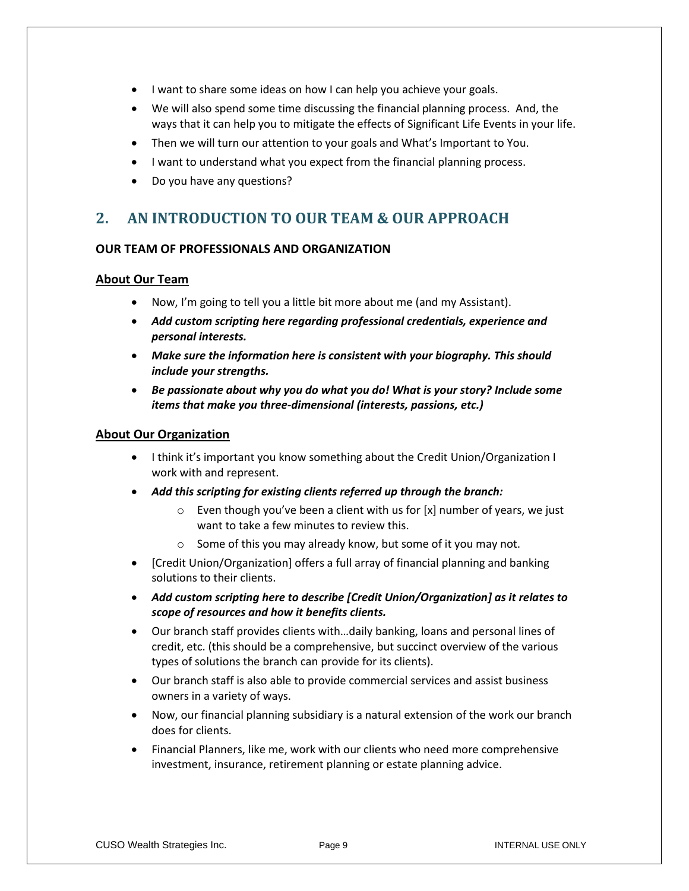- I want to share some ideas on how I can help you achieve your goals.
- We will also spend some time discussing the financial planning process. And, the ways that it can help you to mitigate the effects of Significant Life Events in your life.
- Then we will turn our attention to your goals and What's Important to You.
- I want to understand what you expect from the financial planning process.
- Do you have any questions?

## 2. AN INTRODUCTION TO OUR TEAM & OUR APPROACH

### OUR TEAM OF PROFESSIONALS AND ORGANIZATION

#### About Our Team

- Now, I'm going to tell you a little bit more about me (and my Assistant).
- ***Add custom scripting here regarding professional credentials, experience and personal interests.***
- ***Make sure the information here is consistent with your biography. This should include your strengths.***
- ***Be passionate about why you do what you do! What is your story? Include some items that make you three-dimensional (interests, passions, etc.)***

#### About Our Organization

- I think it's important you know something about the Credit Union/Organization I work with and represent.
- ***Add this scripting for existing clients referred up through the branch:***
  - Even though you've been a client with us for [x] number of years, we just want to take a few minutes to review this.
  - Some of this you may already know, but some of it you may not.
- [Credit Union/Organization] offers a full array of financial planning and banking solutions to their clients.
- ***Add custom scripting here to describe [Credit Union/Organization] as it relates to scope of resources and how it benefits clients.***
- Our branch staff provides clients with…daily banking, loans and personal lines of credit, etc. (this should be a comprehensive, but succinct overview of the various types of solutions the branch can provide for its clients).
- Our branch staff is also able to provide commercial services and assist business owners in a variety of ways.
- Now, our financial planning subsidiary is a natural extension of the work our branch does for clients.
- Financial Planners, like me, work with our clients who need more comprehensive investment, insurance, retirement planning or estate planning advice.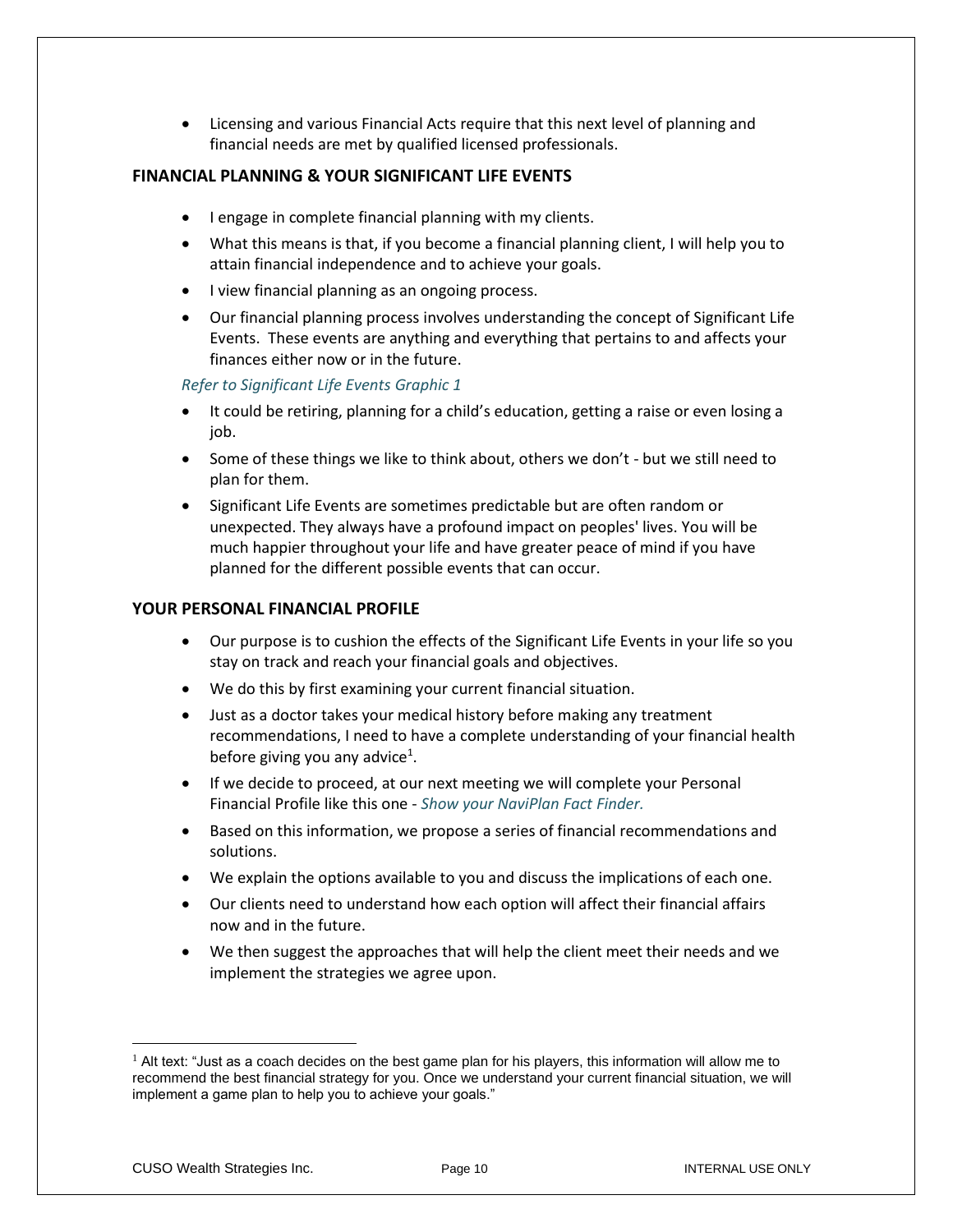- Licensing and various Financial Acts require that this next level of planning and financial needs are met by qualified licensed professionals.

## FINANCIAL PLANNING & YOUR SIGNIFICANT LIFE EVENTS

- I engage in complete financial planning with my clients.
- What this means is that, if you become a financial planning client, I will help you to attain financial independence and to achieve your goals.
- I view financial planning as an ongoing process.
- Our financial planning process involves understanding the concept of Significant Life Events. These events are anything and everything that pertains to and affects your finances either now or in the future.

*Refer to Significant Life Events Graphic 1*

- It could be retiring, planning for a child's education, getting a raise or even losing a job.
- Some of these things we like to think about, others we don't - but we still need to plan for them.
- Significant Life Events are sometimes predictable but are often random or unexpected. They always have a profound impact on peoples' lives. You will be much happier throughout your life and have greater peace of mind if you have planned for the different possible events that can occur.

## YOUR PERSONAL FINANCIAL PROFILE

- Our purpose is to cushion the effects of the Significant Life Events in your life so you stay on track and reach your financial goals and objectives.
- We do this by first examining your current financial situation.
- Just as a doctor takes your medical history before making any treatment recommendations, I need to have a complete understanding of your financial health before giving you any advice[1].
- If we decide to proceed, at our next meeting we will complete your Personal Financial Profile like this one - *Show your NaviPlan Fact Finder.*
- Based on this information, we propose a series of financial recommendations and solutions.
- We explain the options available to you and discuss the implications of each one.
- Our clients need to understand how each option will affect their financial affairs now and in the future.
- We then suggest the approaches that will help the client meet their needs and we implement the strategies we agree upon.

[1] Alt text: "Just as a coach decides on the best game plan for his players, this information will allow me to recommend the best financial strategy for you. Once we understand your current financial situation, we will implement a game plan to help you to achieve your goals."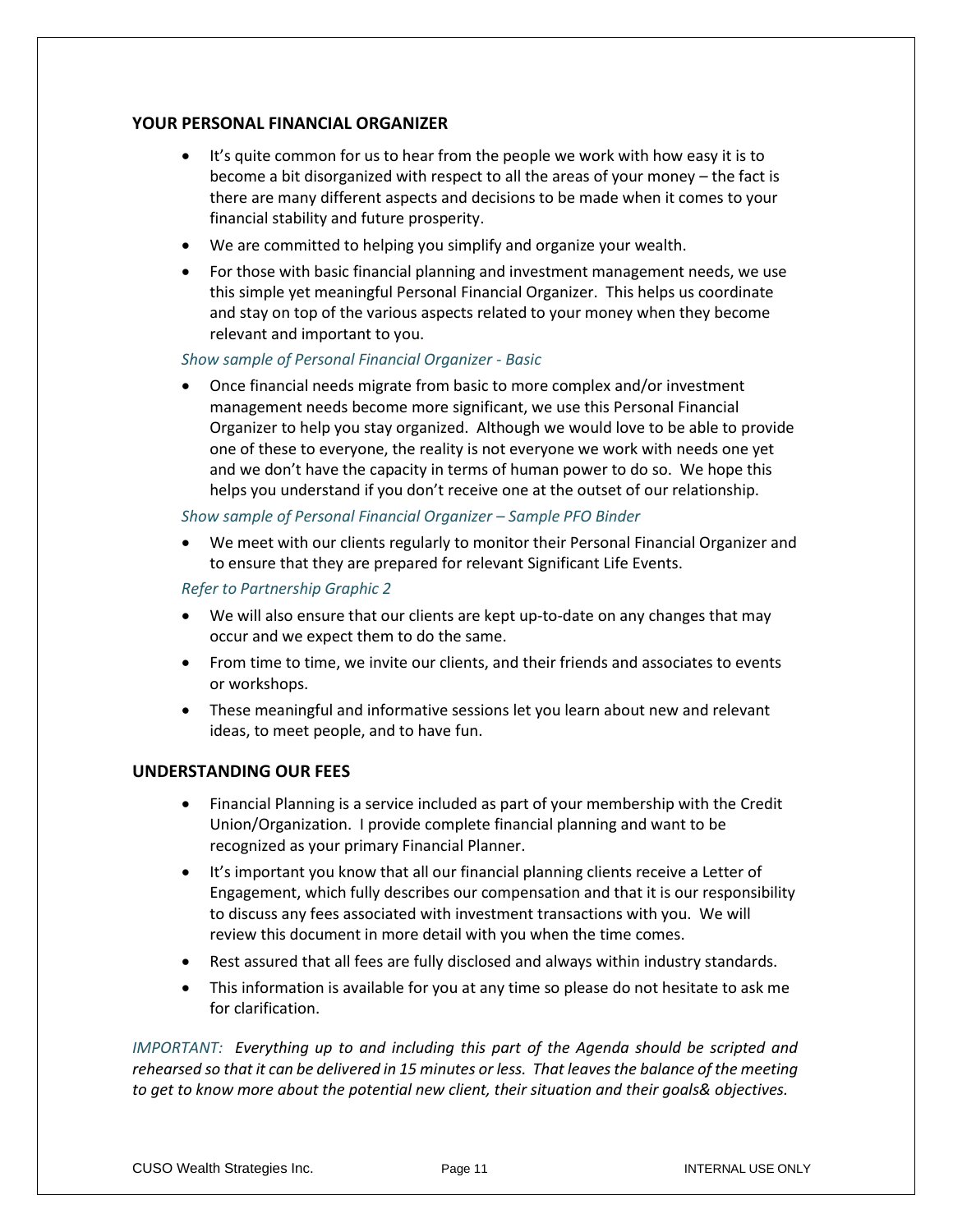## YOUR PERSONAL FINANCIAL ORGANIZER

- It's quite common for us to hear from the people we work with how easy it is to become a bit disorganized with respect to all the areas of your money – the fact is there are many different aspects and decisions to be made when it comes to your financial stability and future prosperity.
- We are committed to helping you simplify and organize your wealth.
- For those with basic financial planning and investment management needs, we use this simple yet meaningful Personal Financial Organizer. This helps us coordinate and stay on top of the various aspects related to your money when they become relevant and important to you.

*Show sample of Personal Financial Organizer - Basic*

- Once financial needs migrate from basic to more complex and/or investment management needs become more significant, we use this Personal Financial Organizer to help you stay organized. Although we would love to be able to provide one of these to everyone, the reality is not everyone we work with needs one yet and we don't have the capacity in terms of human power to do so. We hope this helps you understand if you don't receive one at the outset of our relationship.

*Show sample of Personal Financial Organizer – Sample PFO Binder*

- We meet with our clients regularly to monitor their Personal Financial Organizer and to ensure that they are prepared for relevant Significant Life Events.

*Refer to Partnership Graphic 2*

- We will also ensure that our clients are kept up-to-date on any changes that may occur and we expect them to do the same.
- From time to time, we invite our clients, and their friends and associates to events or workshops.
- These meaningful and informative sessions let you learn about new and relevant ideas, to meet people, and to have fun.

## UNDERSTANDING OUR FEES

- Financial Planning is a service included as part of your membership with the Credit Union/Organization. I provide complete financial planning and want to be recognized as your primary Financial Planner.
- It's important you know that all our financial planning clients receive a Letter of Engagement, which fully describes our compensation and that it is our responsibility to discuss any fees associated with investment transactions with you. We will review this document in more detail with you when the time comes.
- Rest assured that all fees are fully disclosed and always within industry standards.
- This information is available for you at any time so please do not hesitate to ask me for clarification.

*IMPORTANT: Everything up to and including this part of the Agenda should be scripted and rehearsed so that it can be delivered in 15 minutes or less. That leaves the balance of the meeting to get to know more about the potential new client, their situation and their goals& objectives.*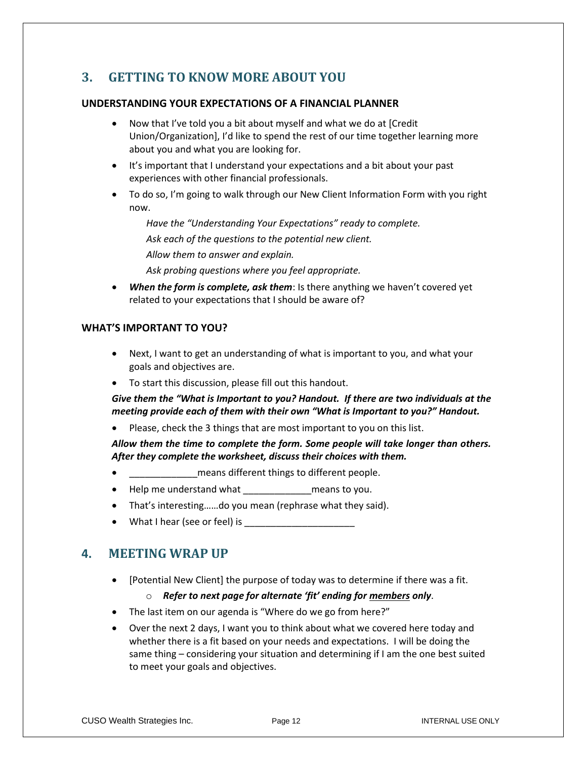## 3. GETTING TO KNOW MORE ABOUT YOU

### UNDERSTANDING YOUR EXPECTATIONS OF A FINANCIAL PLANNER

- Now that I've told you a bit about myself and what we do at [Credit Union/Organization], I'd like to spend the rest of our time together learning more about you and what you are looking for.
- It's important that I understand your expectations and a bit about your past experiences with other financial professionals.
- To do so, I'm going to walk through our New Client Information Form with you right now.

  *Have the "Understanding Your Expectations" ready to complete.*

  *Ask each of the questions to the potential new client.*

  *Allow them to answer and explain.*

  *Ask probing questions where you feel appropriate.*

- ***When the form is complete, ask them***: Is there anything we haven't covered yet related to your expectations that I should be aware of?

### WHAT'S IMPORTANT TO YOU?

- Next, I want to get an understanding of what is important to you, and what your goals and objectives are.
- To start this discussion, please fill out this handout.

***Give them the "What is Important to you? Handout. If there are two individuals at the meeting provide each of them with their own "What is Important to you?" Handout.***

- Please, check the 3 things that are most important to you on this list.

***Allow them the time to complete the form. Some people will take longer than others. After they complete the worksheet, discuss their choices with them.***

- _____________means different things to different people.
- Help me understand what _____________means to you.
- That's interesting……do you mean (rephrase what they said).
- What I hear (see or feel) is _____________________

## 4. MEETING WRAP UP

- [Potential New Client] the purpose of today was to determine if there was a fit.
  - ***Refer to next page for alternate 'fit' ending for <u>members</u> only***.
- The last item on our agenda is "Where do we go from here?"
- Over the next 2 days, I want you to think about what we covered here today and whether there is a fit based on your needs and expectations. I will be doing the same thing – considering your situation and determining if I am the one best suited to meet your goals and objectives.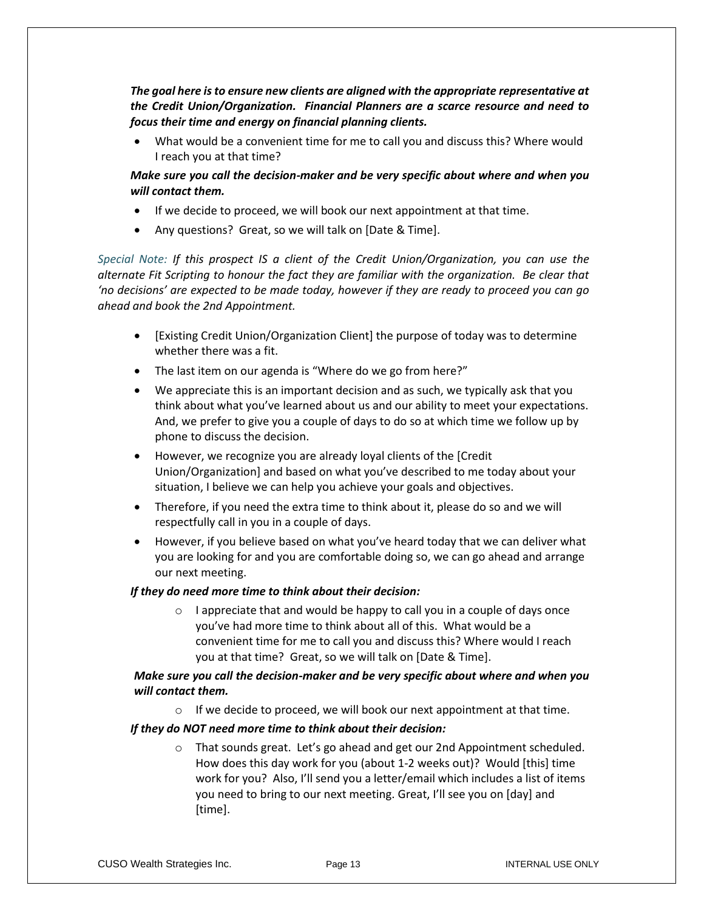***The goal here is to ensure new clients are aligned with the appropriate representative at the Credit Union/Organization. Financial Planners are a scarce resource and need to focus their time and energy on financial planning clients.***

- What would be a convenient time for me to call you and discuss this? Where would I reach you at that time?

***Make sure you call the decision-maker and be very specific about where and when you will contact them.***

- If we decide to proceed, we will book our next appointment at that time.
- Any questions? Great, so we will talk on [Date & Time].

*Special Note: If this prospect IS a client of the Credit Union/Organization, you can use the alternate Fit Scripting to honour the fact they are familiar with the organization. Be clear that 'no decisions' are expected to be made today, however if they are ready to proceed you can go ahead and book the 2nd Appointment.*

- [Existing Credit Union/Organization Client] the purpose of today was to determine whether there was a fit.
- The last item on our agenda is "Where do we go from here?"
- We appreciate this is an important decision and as such, we typically ask that you think about what you've learned about us and our ability to meet your expectations. And, we prefer to give you a couple of days to do so at which time we follow up by phone to discuss the decision.
- However, we recognize you are already loyal clients of the [Credit Union/Organization] and based on what you've described to me today about your situation, I believe we can help you achieve your goals and objectives.
- Therefore, if you need the extra time to think about it, please do so and we will respectfully call in you in a couple of days.
- However, if you believe based on what you've heard today that we can deliver what you are looking for and you are comfortable doing so, we can go ahead and arrange our next meeting.

***If they do need more time to think about their decision:***

- I appreciate that and would be happy to call you in a couple of days once you've had more time to think about all of this. What would be a convenient time for me to call you and discuss this? Where would I reach you at that time? Great, so we will talk on [Date & Time].

***Make sure you call the decision-maker and be very specific about where and when you will contact them.***

- If we decide to proceed, we will book our next appointment at that time.

***If they do NOT need more time to think about their decision:***

- That sounds great. Let's go ahead and get our 2nd Appointment scheduled. How does this day work for you (about 1-2 weeks out)? Would [this] time work for you? Also, I'll send you a letter/email which includes a list of items you need to bring to our next meeting. Great, I'll see you on [day] and [time].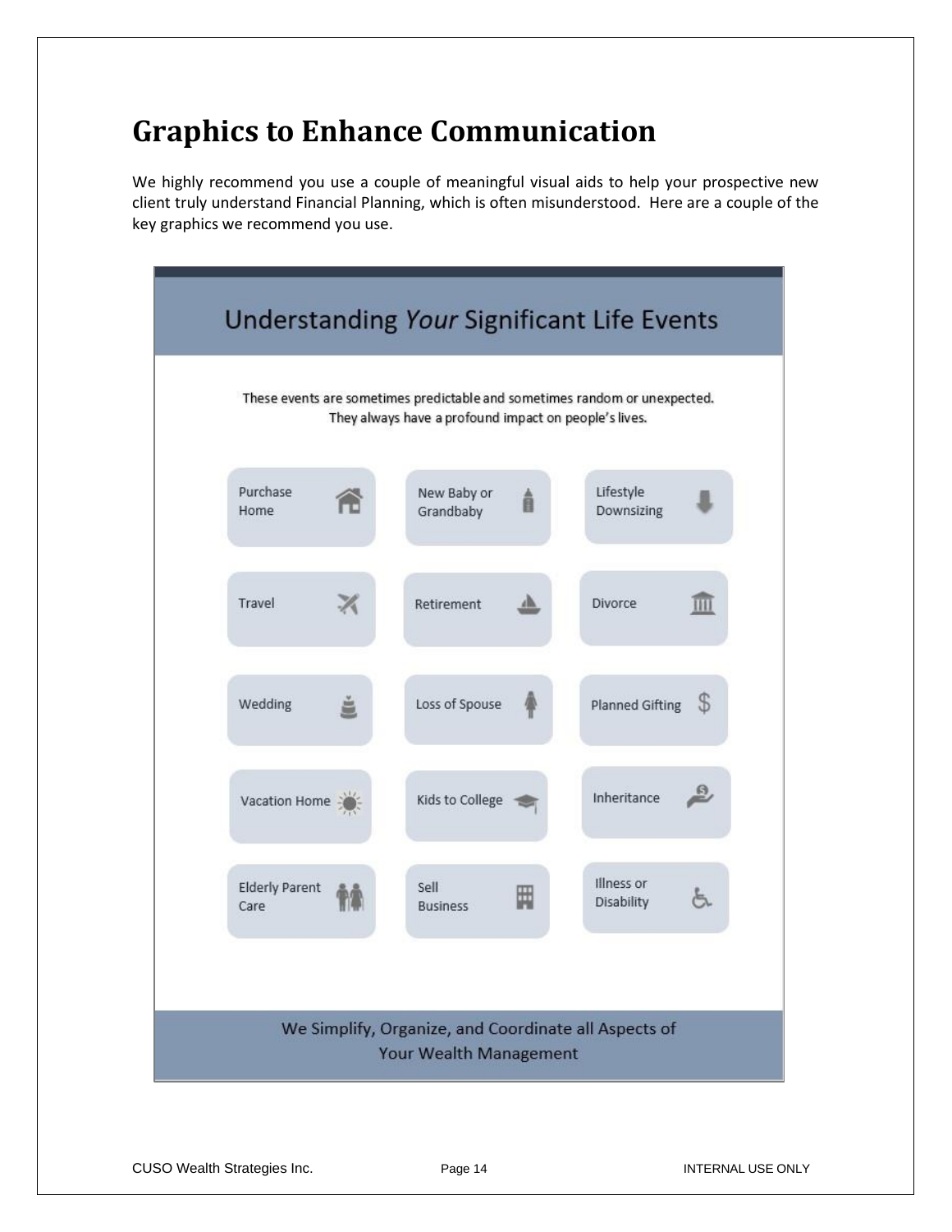# Graphics to Enhance Communication

We highly recommend you use a couple of meaningful visual aids to help your prospective new client truly understand Financial Planning, which is often misunderstood. Here are a couple of the key graphics we recommend you use.

## Understanding *Your* Significant Life Events

These events are sometimes predictable and sometimes random or unexpected. They always have a profound impact on people's lives.

| | | |
|---|---|---|
| Purchase Home | New Baby or Grandbaby | Lifestyle Downsizing |
| Travel | Retirement | Divorce |
| Wedding | Loss of Spouse | Planned Gifting |
| Vacation Home | Kids to College | Inheritance |
| Elderly Parent Care | Sell Business | Illness or Disability |

We Simplify, Organize, and Coordinate all Aspects of Your Wealth Management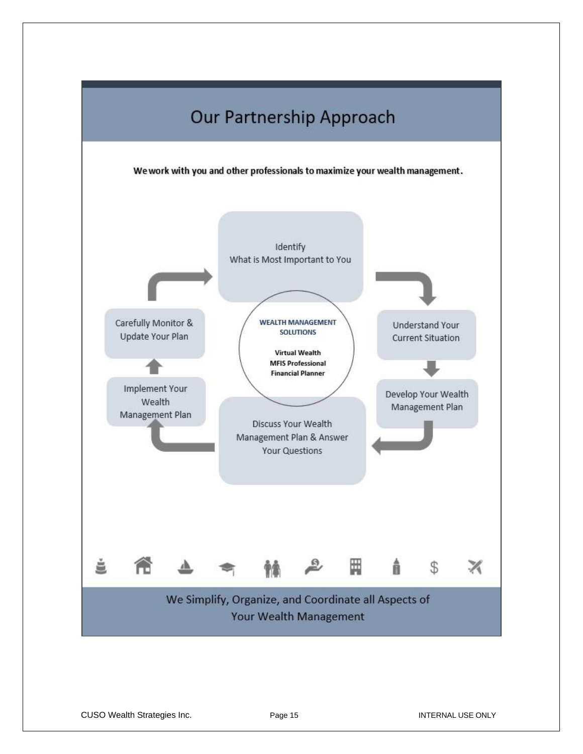# Our Partnership Approach

**We work with you and other professionals to maximize your wealth management.**

1. Identify What is Most Important to You
2. Understand Your Current Situation
3. Develop Your Wealth Management Plan
4. Discuss Your Wealth Management Plan & Answer Your Questions
5. Implement Your Wealth Management Plan
6. Carefully Monitor & Update Your Plan

**WEALTH MANAGEMENT SOLUTIONS**

**Virtual Wealth**
**MFIS Professional Financial Planner**

We Simplify, Organize, and Coordinate all Aspects of Your Wealth Management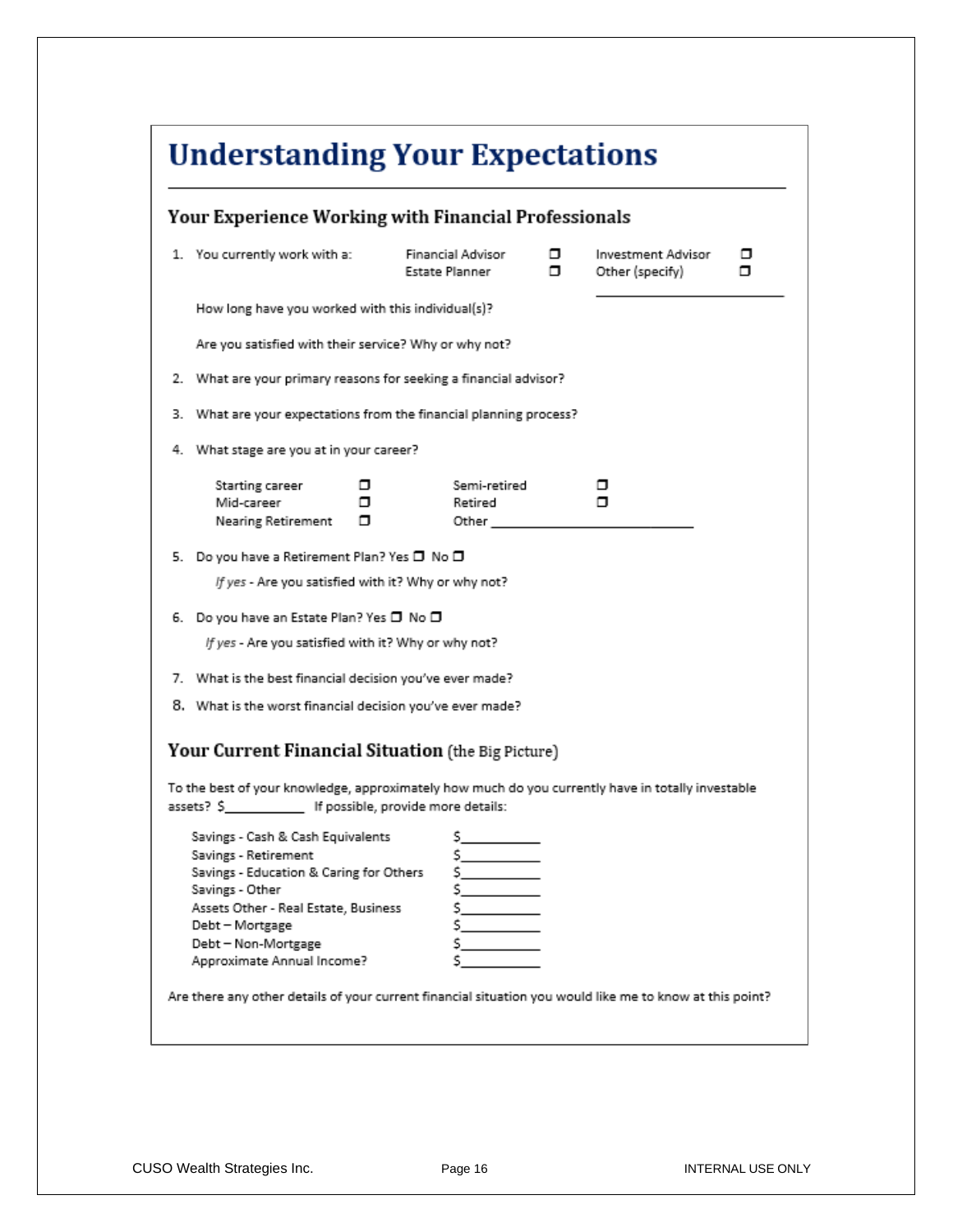# Understanding Your Expectations

## Your Experience Working with Financial Professionals

1. You currently work with a: Financial Advisor ☐ Estate Planner ☐ Investment Advisor ☐ Other (specify) ☐ ____________________

   How long have you worked with this individual(s)?

   Are you satisfied with their service? Why or why not?

2. What are your primary reasons for seeking a financial advisor?

3. What are your expectations from the financial planning process?

4. What stage are you at in your career?

   Starting career ☐
   Mid-career ☐
   Nearing Retirement ☐
   Semi-retired ☐
   Retired ☐
   Other ____________________

5. Do you have a Retirement Plan? Yes ☐ No ☐

   *If yes* - Are you satisfied with it? Why or why not?

6. Do you have an Estate Plan? Yes ☐ No ☐

   *If yes* - Are you satisfied with it? Why or why not?

7. What is the best financial decision you've ever made?

8. What is the worst financial decision you've ever made?

## Your Current Financial Situation (the Big Picture)

To the best of your knowledge, approximately how much do you currently have in totally investable assets? $__________ If possible, provide more details:

| | |
|---|---|
| Savings - Cash & Cash Equivalents | $__________ |
| Savings - Retirement | $__________ |
| Savings - Education & Caring for Others | $__________ |
| Savings - Other | $__________ |
| Assets Other - Real Estate, Business | $__________ |
| Debt – Mortgage | $__________ |
| Debt – Non-Mortgage | $__________ |
| Approximate Annual Income? | $__________ |

Are there any other details of your current financial situation you would like me to know at this point?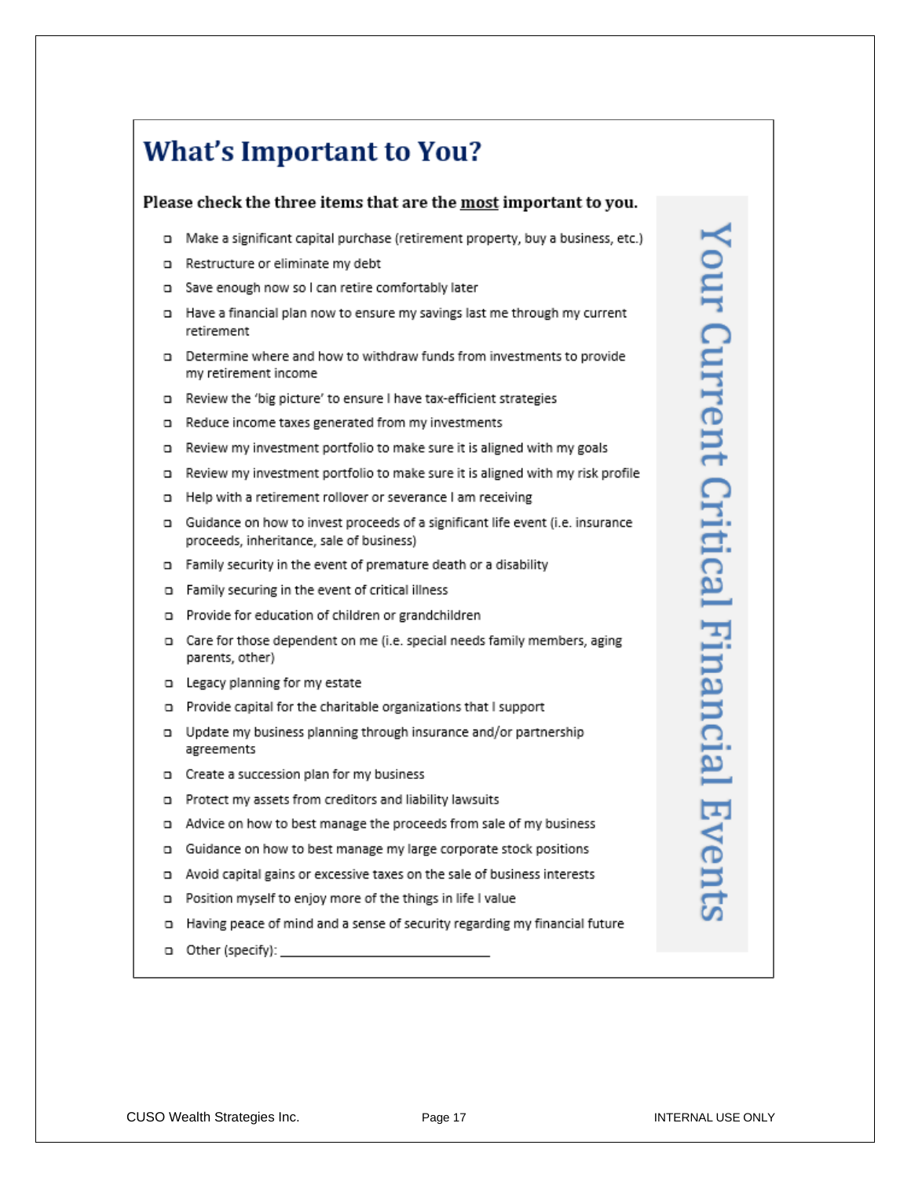# What's Important to You?

**Please check the three items that are the <u>most</u> important to you.**

- ☐ Make a significant capital purchase (retirement property, buy a business, etc.)
- ☐ Restructure or eliminate my debt
- ☐ Save enough now so I can retire comfortably later
- ☐ Have a financial plan now to ensure my savings last me through my current retirement
- ☐ Determine where and how to withdraw funds from investments to provide my retirement income
- ☐ Review the 'big picture' to ensure I have tax-efficient strategies
- ☐ Reduce income taxes generated from my investments
- ☐ Review my investment portfolio to make sure it is aligned with my goals
- ☐ Review my investment portfolio to make sure it is aligned with my risk profile
- ☐ Help with a retirement rollover or severance I am receiving
- ☐ Guidance on how to invest proceeds of a significant life event (i.e. insurance proceeds, inheritance, sale of business)
- ☐ Family security in the event of premature death or a disability
- ☐ Family securing in the event of critical illness
- ☐ Provide for education of children or grandchildren
- ☐ Care for those dependent on me (i.e. special needs family members, aging parents, other)
- ☐ Legacy planning for my estate
- ☐ Provide capital for the charitable organizations that I support
- ☐ Update my business planning through insurance and/or partnership agreements
- ☐ Create a succession plan for my business
- ☐ Protect my assets from creditors and liability lawsuits
- ☐ Advice on how to best manage the proceeds from sale of my business
- ☐ Guidance on how to best manage my large corporate stock positions
- ☐ Avoid capital gains or excessive taxes on the sale of business interests
- ☐ Position myself to enjoy more of the things in life I value
- ☐ Having peace of mind and a sense of security regarding my financial future
- ☐ Other (specify): ______________________________

Your Current Critical Financial Events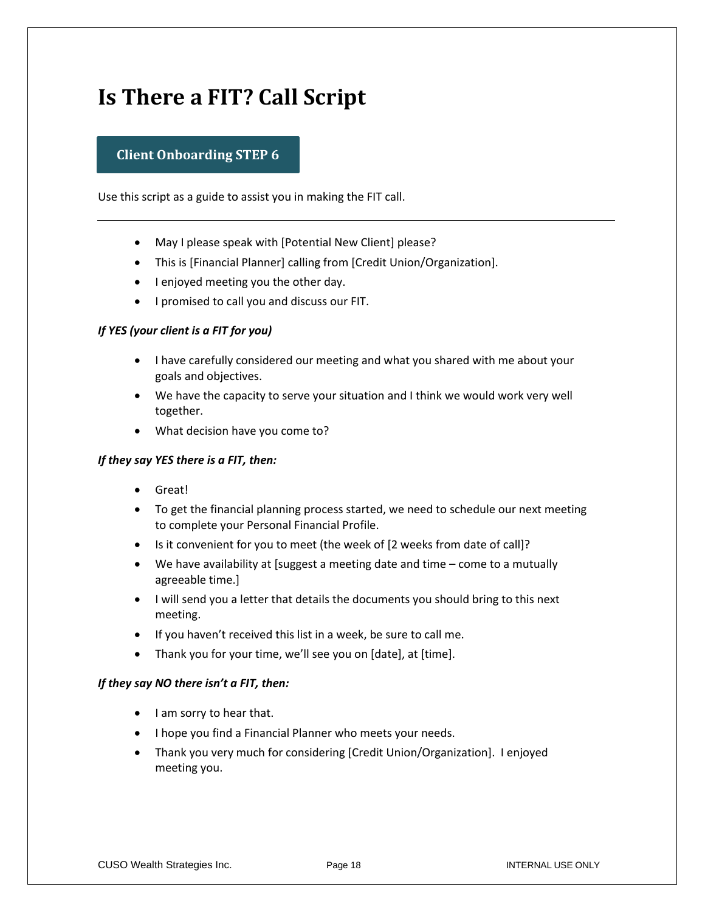# Is There a FIT? Call Script

**Client Onboarding STEP 6**

Use this script as a guide to assist you in making the FIT call.

---

- May I please speak with [Potential New Client] please?
- This is [Financial Planner] calling from [Credit Union/Organization].
- I enjoyed meeting you the other day.
- I promised to call you and discuss our FIT.

***If YES (your client is a FIT for you)***

- I have carefully considered our meeting and what you shared with me about your goals and objectives.
- We have the capacity to serve your situation and I think we would work very well together.
- What decision have you come to?

***If they say YES there is a FIT, then:***

- Great!
- To get the financial planning process started, we need to schedule our next meeting to complete your Personal Financial Profile.
- Is it convenient for you to meet (the week of [2 weeks from date of call]?
- We have availability at [suggest a meeting date and time – come to a mutually agreeable time.]
- I will send you a letter that details the documents you should bring to this next meeting.
- If you haven't received this list in a week, be sure to call me.
- Thank you for your time, we'll see you on [date], at [time].

***If they say NO there isn't a FIT, then:***

- I am sorry to hear that.
- I hope you find a Financial Planner who meets your needs.
- Thank you very much for considering [Credit Union/Organization]. I enjoyed meeting you.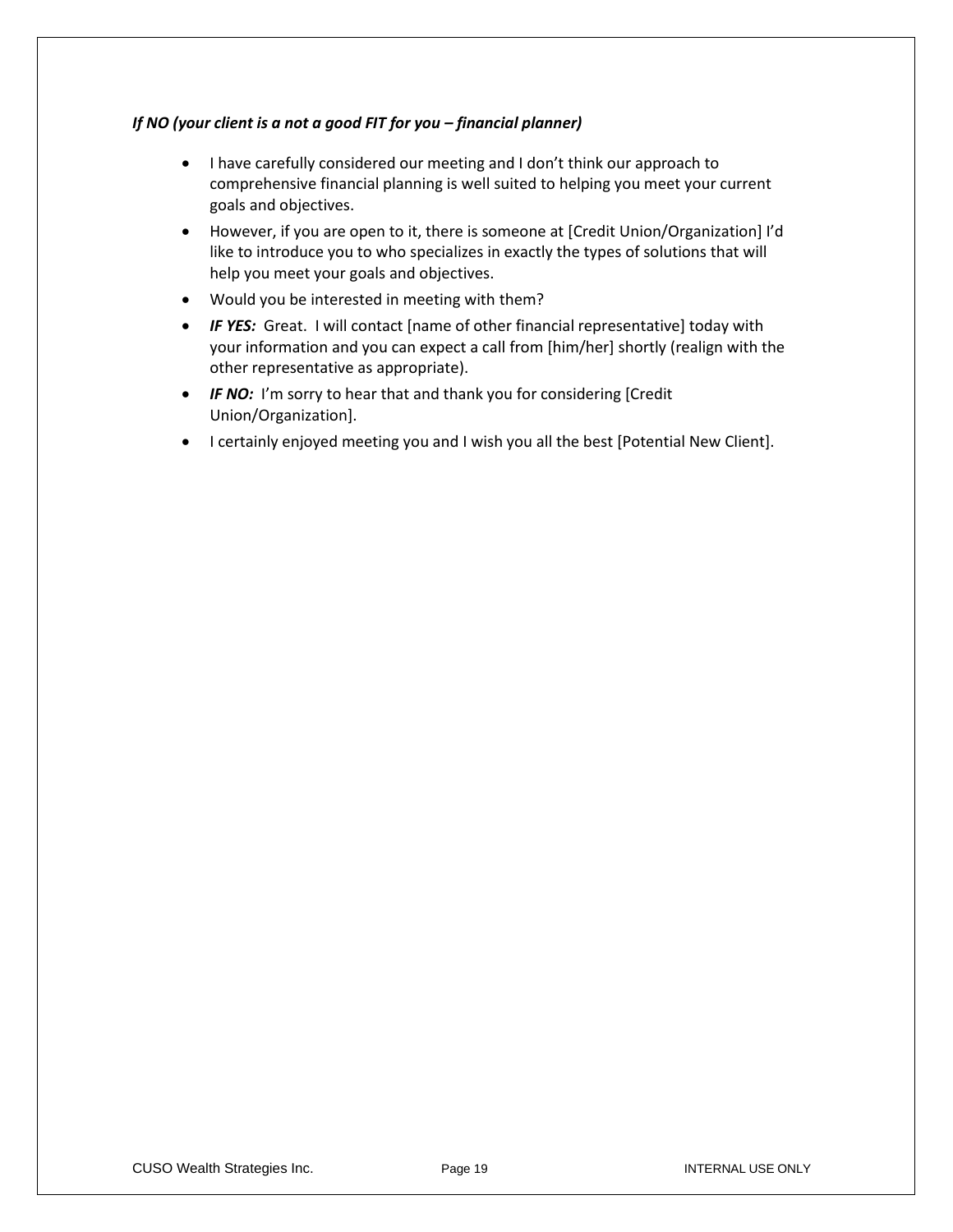***If NO (your client is a not a good FIT for you – financial planner)***

- I have carefully considered our meeting and I don't think our approach to comprehensive financial planning is well suited to helping you meet your current goals and objectives.
- However, if you are open to it, there is someone at [Credit Union/Organization] I'd like to introduce you to who specializes in exactly the types of solutions that will help you meet your goals and objectives.
- Would you be interested in meeting with them?
- ***IF YES:*** Great. I will contact [name of other financial representative] today with your information and you can expect a call from [him/her] shortly (realign with the other representative as appropriate).
- ***IF NO:*** I'm sorry to hear that and thank you for considering [Credit Union/Organization].
- I certainly enjoyed meeting you and I wish you all the best [Potential New Client].